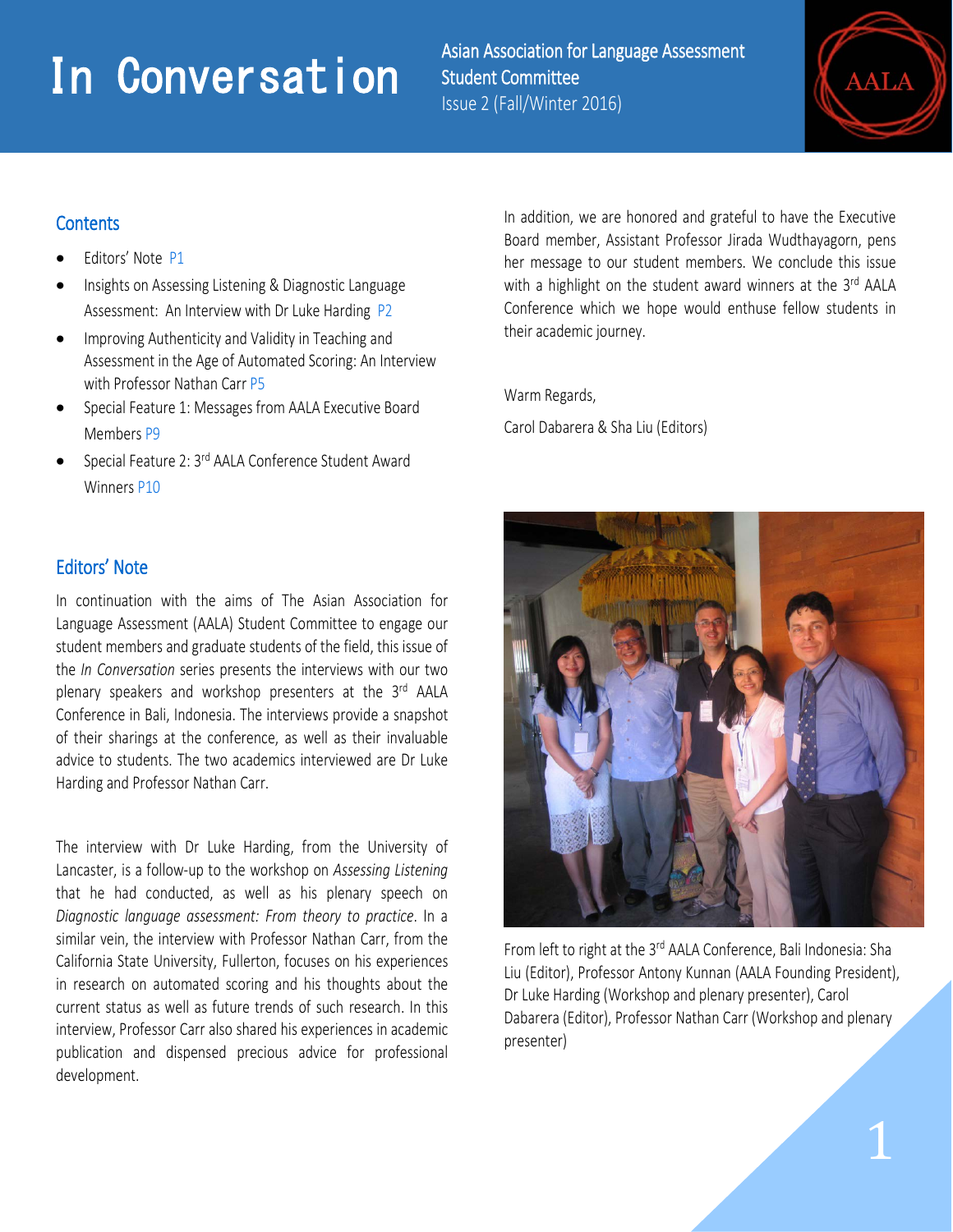# In Conversation

Asian Association for Language Assessment Student Committee
Issue 2 (Fall/Winter 2016)

## Contents

- Editors' Note P1
- Insights on Assessing Listening & Diagnostic Language Assessment: An Interview with Dr Luke Harding P2
- Improving Authenticity and Validity in Teaching and Assessment in the Age of Automated Scoring: An Interview with Professor Nathan Carr P5
- Special Feature 1: Messages from AALA Executive Board Members P9
- Special Feature 2: 3rd AALA Conference Student Award Winners P10

## Editors' Note

In continuation with the aims of The Asian Association for Language Assessment (AALA) Student Committee to engage our student members and graduate students of the field, this issue of the *In Conversation* series presents the interviews with our two plenary speakers and workshop presenters at the 3rd AALA Conference in Bali, Indonesia. The interviews provide a snapshot of their sharings at the conference, as well as their invaluable advice to students. The two academics interviewed are Dr Luke Harding and Professor Nathan Carr.

The interview with Dr Luke Harding, from the University of Lancaster, is a follow-up to the workshop on *Assessing Listening* that he had conducted, as well as his plenary speech on *Diagnostic language assessment: From theory to practice*. In a similar vein, the interview with Professor Nathan Carr, from the California State University, Fullerton, focuses on his experiences in research on automated scoring and his thoughts about the current status as well as future trends of such research. In this interview, Professor Carr also shared his experiences in academic publication and dispensed precious advice for professional development.

In addition, we are honored and grateful to have the Executive Board member, Assistant Professor Jirada Wudthayagorn, pens her message to our student members. We conclude this issue with a highlight on the student award winners at the 3rd AALA Conference which we hope would enthuse fellow students in their academic journey.

Warm Regards,

Carol Dabarera & Sha Liu (Editors)

From left to right at the 3rd AALA Conference, Bali Indonesia: Sha Liu (Editor), Professor Antony Kunnan (AALA Founding President), Dr Luke Harding (Workshop and plenary presenter), Carol Dabarera (Editor), Professor Nathan Carr (Workshop and plenary presenter)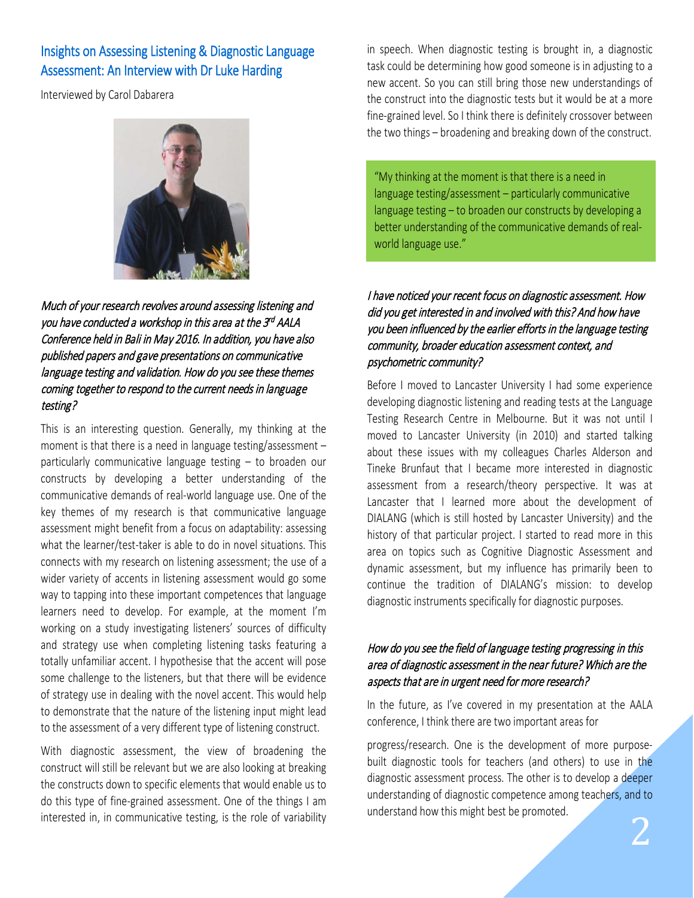## Insights on Assessing Listening & Diagnostic Language Assessment: An Interview with Dr Luke Harding

Interviewed by Carol Dabarera

*Much of your research revolves around assessing listening and you have conducted a workshop in this area at the 3rd AALA Conference held in Bali in May 2016. In addition, you have also published papers and gave presentations on communicative language testing and validation. How do you see these themes coming together to respond to the current needs in language testing?*

This is an interesting question. Generally, my thinking at the moment is that there is a need in language testing/assessment – particularly communicative language testing – to broaden our constructs by developing a better understanding of the communicative demands of real-world language use. One of the key themes of my research is that communicative language assessment might benefit from a focus on adaptability: assessing what the learner/test-taker is able to do in novel situations. This connects with my research on listening assessment; the use of a wider variety of accents in listening assessment would go some way to tapping into these important competences that language learners need to develop. For example, at the moment I'm working on a study investigating listeners' sources of difficulty and strategy use when completing listening tasks featuring a totally unfamiliar accent. I hypothesise that the accent will pose some challenge to the listeners, but that there will be evidence of strategy use in dealing with the novel accent. This would help to demonstrate that the nature of the listening input might lead to the assessment of a very different type of listening construct.

With diagnostic assessment, the view of broadening the construct will still be relevant but we are also looking at breaking the constructs down to specific elements that would enable us to do this type of fine-grained assessment. One of the things I am interested in, in communicative testing, is the role of variability in speech. When diagnostic testing is brought in, a diagnostic task could be determining how good someone is in adjusting to a new accent. So you can still bring those new understandings of the construct into the diagnostic tests but it would be at a more fine-grained level. So I think there is definitely crossover between the two things – broadening and breaking down of the construct.

> "My thinking at the moment is that there is a need in language testing/assessment – particularly communicative language testing – to broaden our constructs by developing a better understanding of the communicative demands of real-world language use."

*I have noticed your recent focus on diagnostic assessment. How did you get interested in and involved with this? And how have you been influenced by the earlier efforts in the language testing community, broader education assessment context, and psychometric community?*

Before I moved to Lancaster University I had some experience developing diagnostic listening and reading tests at the Language Testing Research Centre in Melbourne. But it was not until I moved to Lancaster University (in 2010) and started talking about these issues with my colleagues Charles Alderson and Tineke Brunfaut that I became more interested in diagnostic assessment from a research/theory perspective. It was at Lancaster that I learned more about the development of DIALANG (which is still hosted by Lancaster University) and the history of that particular project. I started to read more in this area on topics such as Cognitive Diagnostic Assessment and dynamic assessment, but my influence has primarily been to continue the tradition of DIALANG's mission: to develop diagnostic instruments specifically for diagnostic purposes.

*How do you see the field of language testing progressing in this area of diagnostic assessment in the near future? Which are the aspects that are in urgent need for more research?*

In the future, as I've covered in my presentation at the AALA conference, I think there are two important areas for progress/research. One is the development of more purpose-built diagnostic tools for teachers (and others) to use in the diagnostic assessment process. The other is to develop a deeper understanding of diagnostic competence among teachers, and to understand how this might best be promoted.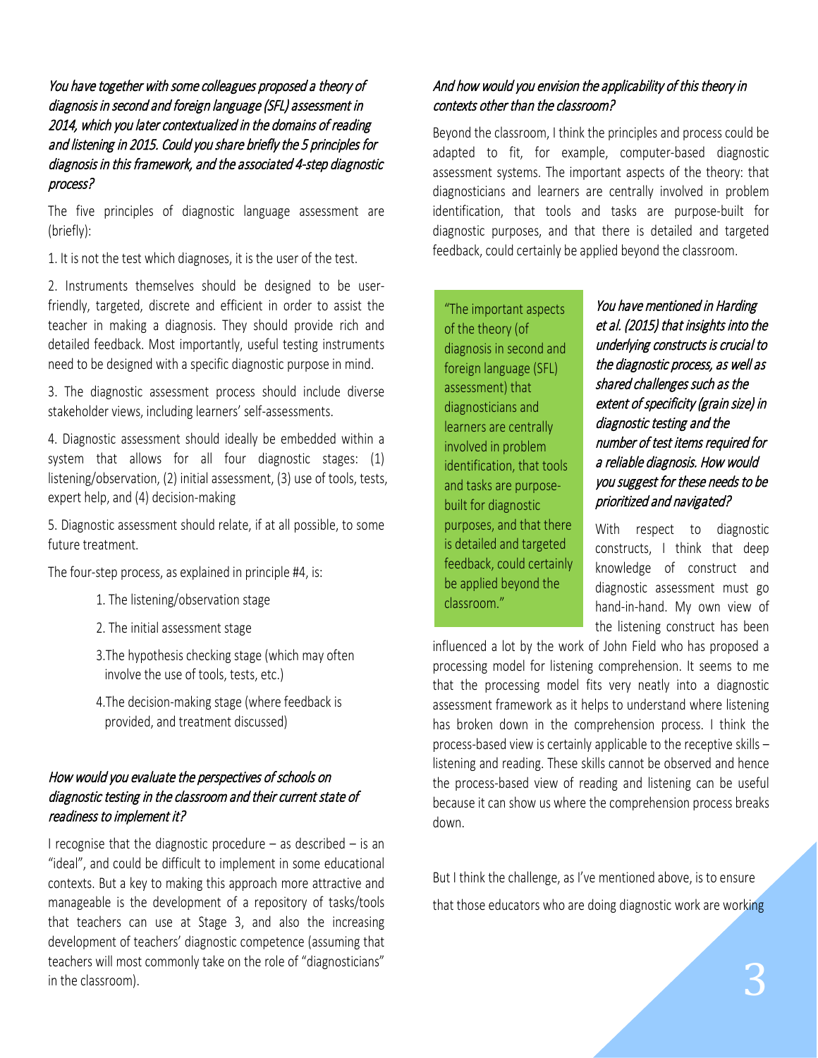*You have together with some colleagues proposed a theory of diagnosis in second and foreign language (SFL) assessment in 2014, which you later contextualized in the domains of reading and listening in 2015. Could you share briefly the 5 principles for diagnosis in this framework, and the associated 4-step diagnostic process?*

The five principles of diagnostic language assessment are (briefly):

1. It is not the test which diagnoses, it is the user of the test.

2. Instruments themselves should be designed to be user-friendly, targeted, discrete and efficient in order to assist the teacher in making a diagnosis. They should provide rich and detailed feedback. Most importantly, useful testing instruments need to be designed with a specific diagnostic purpose in mind.

3. The diagnostic assessment process should include diverse stakeholder views, including learners' self-assessments.

4. Diagnostic assessment should ideally be embedded within a system that allows for all four diagnostic stages: (1) listening/observation, (2) initial assessment, (3) use of tools, tests, expert help, and (4) decision-making

5. Diagnostic assessment should relate, if at all possible, to some future treatment.

The four-step process, as explained in principle #4, is:

1. The listening/observation stage
2. The initial assessment stage
3. The hypothesis checking stage (which may often involve the use of tools, tests, etc.)
4. The decision-making stage (where feedback is provided, and treatment discussed)

*How would you evaluate the perspectives of schools on diagnostic testing in the classroom and their current state of readiness to implement it?*

I recognise that the diagnostic procedure – as described – is an "ideal", and could be difficult to implement in some educational contexts. But a key to making this approach more attractive and manageable is the development of a repository of tasks/tools that teachers can use at Stage 3, and also the increasing development of teachers' diagnostic competence (assuming that teachers will most commonly take on the role of "diagnosticians" in the classroom).

*And how would you envision the applicability of this theory in contexts other than the classroom?*

Beyond the classroom, I think the principles and process could be adapted to fit, for example, computer-based diagnostic assessment systems. The important aspects of the theory: that diagnosticians and learners are centrally involved in problem identification, that tools and tasks are purpose-built for diagnostic purposes, and that there is detailed and targeted feedback, could certainly be applied beyond the classroom.

> "The important aspects of the theory (of diagnosis in second and foreign language (SFL) assessment) that diagnosticians and learners are centrally involved in problem identification, that tools and tasks are purpose-built for diagnostic purposes, and that there is detailed and targeted feedback, could certainly be applied beyond the classroom."

*You have mentioned in Harding et al. (2015) that insights into the underlying constructs is crucial to the diagnostic process, as well as shared challenges such as the extent of specificity (grain size) in diagnostic testing and the number of test items required for a reliable diagnosis. How would you suggest for these needs to be prioritized and navigated?*

With respect to diagnostic constructs, I think that deep knowledge of construct and diagnostic assessment must go hand-in-hand. My own view of the listening construct has been influenced a lot by the work of John Field who has proposed a processing model for listening comprehension. It seems to me that the processing model fits very neatly into a diagnostic assessment framework as it helps to understand where listening has broken down in the comprehension process. I think the process-based view is certainly applicable to the receptive skills – listening and reading. These skills cannot be observed and hence the process-based view of reading and listening can be useful because it can show us where the comprehension process breaks down.

But I think the challenge, as I've mentioned above, is to ensure that those educators who are doing diagnostic work are working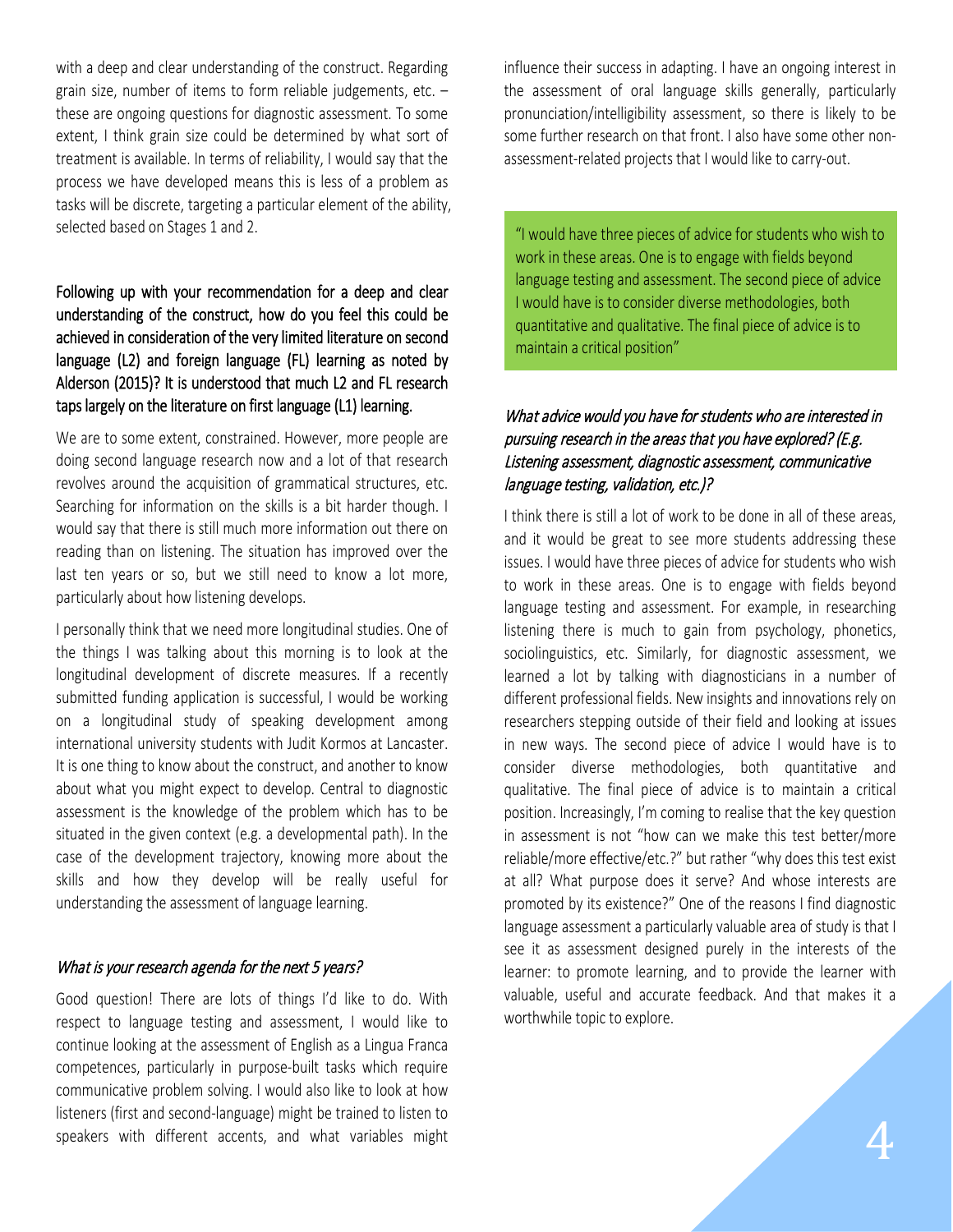with a deep and clear understanding of the construct. Regarding grain size, number of items to form reliable judgements, etc. – these are ongoing questions for diagnostic assessment. To some extent, I think grain size could be determined by what sort of treatment is available. In terms of reliability, I would say that the process we have developed means this is less of a problem as tasks will be discrete, targeting a particular element of the ability, selected based on Stages 1 and 2.

**Following up with your recommendation for a deep and clear understanding of the construct, how do you feel this could be achieved in consideration of the very limited literature on second language (L2) and foreign language (FL) learning as noted by Alderson (2015)? It is understood that much L2 and FL research taps largely on the literature on first language (L1) learning.**

We are to some extent, constrained. However, more people are doing second language research now and a lot of that research revolves around the acquisition of grammatical structures, etc. Searching for information on the skills is a bit harder though. I would say that there is still much more information out there on reading than on listening. The situation has improved over the last ten years or so, but we still need to know a lot more, particularly about how listening develops.

I personally think that we need more longitudinal studies. One of the things I was talking about this morning is to look at the longitudinal development of discrete measures. If a recently submitted funding application is successful, I would be working on a longitudinal study of speaking development among international university students with Judit Kormos at Lancaster. It is one thing to know about the construct, and another to know about what you might expect to develop. Central to diagnostic assessment is the knowledge of the problem which has to be situated in the given context (e.g. a developmental path). In the case of the development trajectory, knowing more about the skills and how they develop will be really useful for understanding the assessment of language learning.

*What is your research agenda for the next 5 years?*

Good question! There are lots of things I'd like to do. With respect to language testing and assessment, I would like to continue looking at the assessment of English as a Lingua Franca competences, particularly in purpose-built tasks which require communicative problem solving. I would also like to look at how listeners (first and second-language) might be trained to listen to speakers with different accents, and what variables might influence their success in adapting. I have an ongoing interest in the assessment of oral language skills generally, particularly pronunciation/intelligibility assessment, so there is likely to be some further research on that front. I also have some other non-assessment-related projects that I would like to carry-out.

> "I would have three pieces of advice for students who wish to work in these areas. One is to engage with fields beyond language testing and assessment. The second piece of advice I would have is to consider diverse methodologies, both quantitative and qualitative. The final piece of advice is to maintain a critical position"

*What advice would you have for students who are interested in pursuing research in the areas that you have explored? (E.g. Listening assessment, diagnostic assessment, communicative language testing, validation, etc.)?*

I think there is still a lot of work to be done in all of these areas, and it would be great to see more students addressing these issues. I would have three pieces of advice for students who wish to work in these areas. One is to engage with fields beyond language testing and assessment. For example, in researching listening there is much to gain from psychology, phonetics, sociolinguistics, etc. Similarly, for diagnostic assessment, we learned a lot by talking with diagnosticians in a number of different professional fields. New insights and innovations rely on researchers stepping outside of their field and looking at issues in new ways. The second piece of advice I would have is to consider diverse methodologies, both quantitative and qualitative. The final piece of advice is to maintain a critical position. Increasingly, I'm coming to realise that the key question in assessment is not "how can we make this test better/more reliable/more effective/etc.?" but rather "why does this test exist at all? What purpose does it serve? And whose interests are promoted by its existence?" One of the reasons I find diagnostic language assessment a particularly valuable area of study is that I see it as assessment designed purely in the interests of the learner: to promote learning, and to provide the learner with valuable, useful and accurate feedback. And that makes it a worthwhile topic to explore.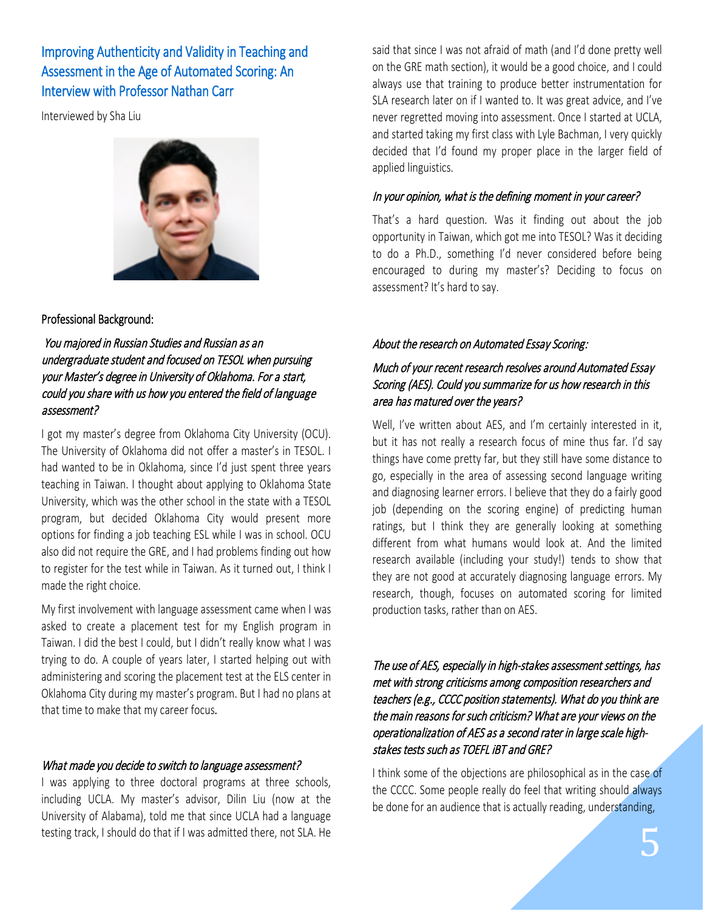## Improving Authenticity and Validity in Teaching and Assessment in the Age of Automated Scoring: An Interview with Professor Nathan Carr

Interviewed by Sha Liu

### Professional Background:

*You majored in Russian Studies and Russian as an undergraduate student and focused on TESOL when pursuing your Master's degree in University of Oklahoma. For a start, could you share with us how you entered the field of language assessment?*

I got my master's degree from Oklahoma City University (OCU). The University of Oklahoma did not offer a master's in TESOL. I had wanted to be in Oklahoma, since I'd just spent three years teaching in Taiwan. I thought about applying to Oklahoma State University, which was the other school in the state with a TESOL program, but decided Oklahoma City would present more options for finding a job teaching ESL while I was in school. OCU also did not require the GRE, and I had problems finding out how to register for the test while in Taiwan. As it turned out, I think I made the right choice.

My first involvement with language assessment came when I was asked to create a placement test for my English program in Taiwan. I did the best I could, but I didn't really know what I was trying to do. A couple of years later, I started helping out with administering and scoring the placement test at the ELS center in Oklahoma City during my master's program. But I had no plans at that time to make that my career focus.

*What made you decide to switch to language assessment?*

I was applying to three doctoral programs at three schools, including UCLA. My master's advisor, Dilin Liu (now at the University of Alabama), told me that since UCLA had a language testing track, I should do that if I was admitted there, not SLA. He said that since I was not afraid of math (and I'd done pretty well on the GRE math section), it would be a good choice, and I could always use that training to produce better instrumentation for SLA research later on if I wanted to. It was great advice, and I've never regretted moving into assessment. Once I started at UCLA, and started taking my first class with Lyle Bachman, I very quickly decided that I'd found my proper place in the larger field of applied linguistics.

*In your opinion, what is the defining moment in your career?*

That's a hard question. Was it finding out about the job opportunity in Taiwan, which got me into TESOL? Was it deciding to do a Ph.D., something I'd never considered before being encouraged to during my master's? Deciding to focus on assessment? It's hard to say.

### About the research on Automated Essay Scoring:

*Much of your recent research resolves around Automated Essay Scoring (AES). Could you summarize for us how research in this area has matured over the years?*

Well, I've written about AES, and I'm certainly interested in it, but it has not really a research focus of mine thus far. I'd say things have come pretty far, but they still have some distance to go, especially in the area of assessing second language writing and diagnosing learner errors. I believe that they do a fairly good job (depending on the scoring engine) of predicting human ratings, but I think they are generally looking at something different from what humans would look at. And the limited research available (including your study!) tends to show that they are not good at accurately diagnosing language errors. My research, though, focuses on automated scoring for limited production tasks, rather than on AES.

*The use of AES, especially in high-stakes assessment settings, has met with strong criticisms among composition researchers and teachers (e.g., CCCC position statements). What do you think are the main reasons for such criticism? What are your views on the operationalization of AES as a second rater in large scale high-stakes tests such as TOEFL iBT and GRE?*

I think some of the objections are philosophical as in the case of the CCCC. Some people really do feel that writing should always be done for an audience that is actually reading, understanding,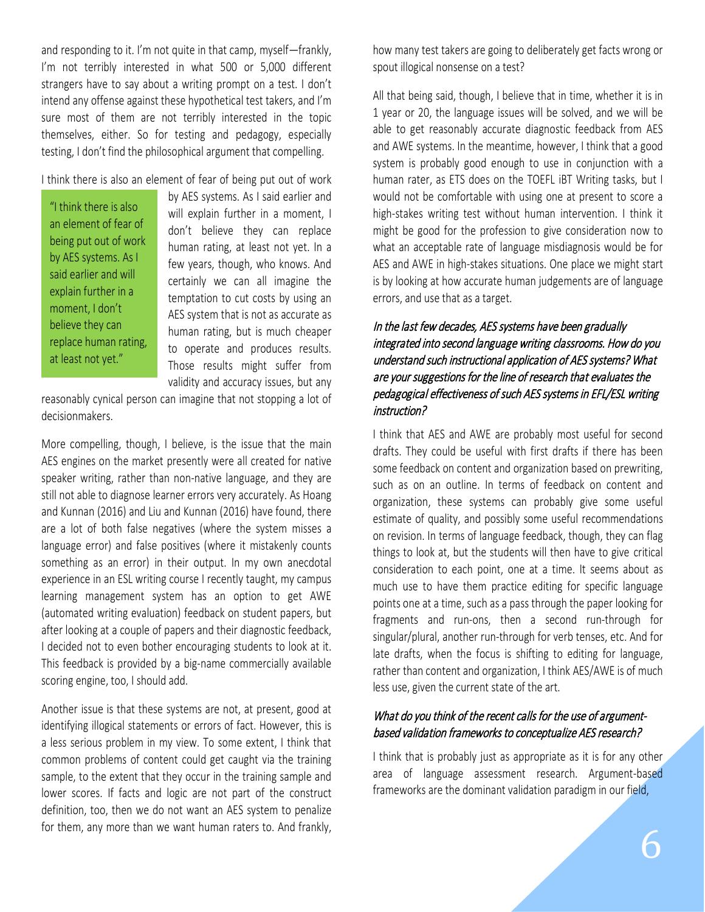and responding to it. I'm not quite in that camp, myself—frankly, I'm not terribly interested in what 500 or 5,000 different strangers have to say about a writing prompt on a test. I don't intend any offense against these hypothetical test takers, and I'm sure most of them are not terribly interested in the topic themselves, either. So for testing and pedagogy, especially testing, I don't find the philosophical argument that compelling.

I think there is also an element of fear of being put out of work by AES systems. As I said earlier and will explain further in a moment, I don't believe they can replace human rating, at least not yet. In a few years, though, who knows. And certainly we can all imagine the temptation to cut costs by using an AES system that is not as accurate as human rating, but is much cheaper to operate and produces results. Those results might suffer from validity and accuracy issues, but any reasonably cynical person can imagine that not stopping a lot of decisionmakers.

> "I think there is also an element of fear of being put out of work by AES systems. As I said earlier and will explain further in a moment, I don't believe they can replace human rating, at least not yet."

More compelling, though, I believe, is the issue that the main AES engines on the market presently were all created for native speaker writing, rather than non-native language, and they are still not able to diagnose learner errors very accurately. As Hoang and Kunnan (2016) and Liu and Kunnan (2016) have found, there are a lot of both false negatives (where the system misses a language error) and false positives (where it mistakenly counts something as an error) in their output. In my own anecdotal experience in an ESL writing course I recently taught, my campus learning management system has an option to get AWE (automated writing evaluation) feedback on student papers, but after looking at a couple of papers and their diagnostic feedback, I decided not to even bother encouraging students to look at it. This feedback is provided by a big-name commercially available scoring engine, too, I should add.

Another issue is that these systems are not, at present, good at identifying illogical statements or errors of fact. However, this is a less serious problem in my view. To some extent, I think that common problems of content could get caught via the training sample, to the extent that they occur in the training sample and lower scores. If facts and logic are not part of the construct definition, too, then we do not want an AES system to penalize for them, any more than we want human raters to. And frankly, how many test takers are going to deliberately get facts wrong or spout illogical nonsense on a test?

All that being said, though, I believe that in time, whether it is in 1 year or 20, the language issues will be solved, and we will be able to get reasonably accurate diagnostic feedback from AES and AWE systems. In the meantime, however, I think that a good system is probably good enough to use in conjunction with a human rater, as ETS does on the TOEFL iBT Writing tasks, but I would not be comfortable with using one at present to score a high-stakes writing test without human intervention. I think it might be good for the profession to give consideration now to what an acceptable rate of language misdiagnosis would be for AES and AWE in high-stakes situations. One place we might start is by looking at how accurate human judgements are of language errors, and use that as a target.

*In the last few decades, AES systems have been gradually integrated into second language writing classrooms. How do you understand such instructional application of AES systems? What are your suggestions for the line of research that evaluates the pedagogical effectiveness of such AES systems in EFL/ESL writing instruction?*

I think that AES and AWE are probably most useful for second drafts. They could be useful with first drafts if there has been some feedback on content and organization based on prewriting, such as on an outline. In terms of feedback on content and organization, these systems can probably give some useful estimate of quality, and possibly some useful recommendations on revision. In terms of language feedback, though, they can flag things to look at, but the students will then have to give critical consideration to each point, one at a time. It seems about as much use to have them practice editing for specific language points one at a time, such as a pass through the paper looking for fragments and run-ons, then a second run-through for singular/plural, another run-through for verb tenses, etc. And for late drafts, when the focus is shifting to editing for language, rather than content and organization, I think AES/AWE is of much less use, given the current state of the art.

*What do you think of the recent calls for the use of argument-based validation frameworks to conceptualize AES research?*

I think that is probably just as appropriate as it is for any other area of language assessment research. Argument-based frameworks are the dominant validation paradigm in our field,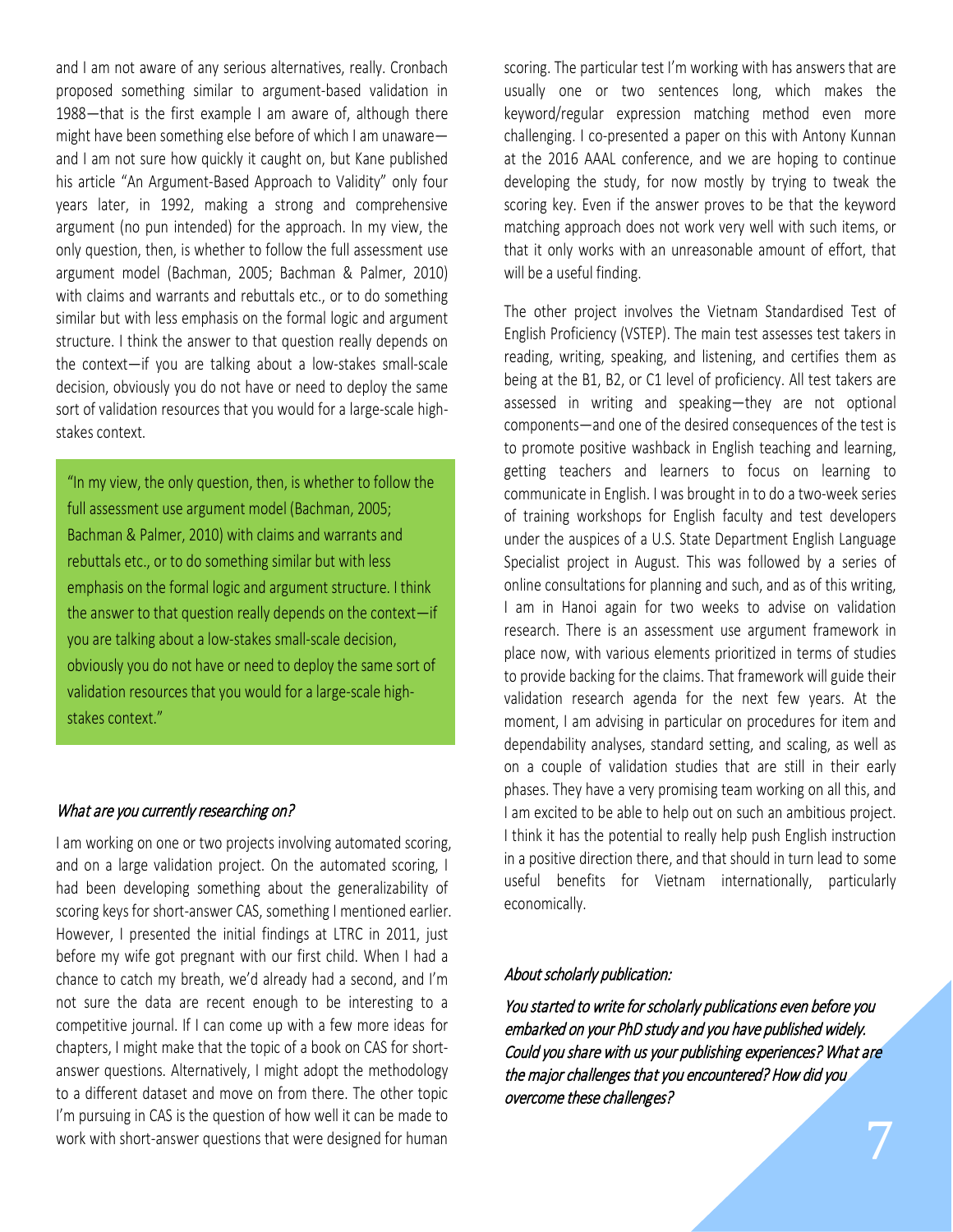and I am not aware of any serious alternatives, really. Cronbach proposed something similar to argument-based validation in 1988—that is the first example I am aware of, although there might have been something else before of which I am unaware—and I am not sure how quickly it caught on, but Kane published his article "An Argument-Based Approach to Validity" only four years later, in 1992, making a strong and comprehensive argument (no pun intended) for the approach. In my view, the only question, then, is whether to follow the full assessment use argument model (Bachman, 2005; Bachman & Palmer, 2010) with claims and warrants and rebuttals etc., or to do something similar but with less emphasis on the formal logic and argument structure. I think the answer to that question really depends on the context—if you are talking about a low-stakes small-scale decision, obviously you do not have or need to deploy the same sort of validation resources that you would for a large-scale high-stakes context.

> "In my view, the only question, then, is whether to follow the full assessment use argument model (Bachman, 2005; Bachman & Palmer, 2010) with claims and warrants and rebuttals etc., or to do something similar but with less emphasis on the formal logic and argument structure. I think the answer to that question really depends on the context—if you are talking about a low-stakes small-scale decision, obviously you do not have or need to deploy the same sort of validation resources that you would for a large-scale high-stakes context."

*What are you currently researching on?*

I am working on one or two projects involving automated scoring, and on a large validation project. On the automated scoring, I had been developing something about the generalizability of scoring keys for short-answer CAS, something I mentioned earlier. However, I presented the initial findings at LTRC in 2011, just before my wife got pregnant with our first child. When I had a chance to catch my breath, we'd already had a second, and I'm not sure the data are recent enough to be interesting to a competitive journal. If I can come up with a few more ideas for chapters, I might make that the topic of a book on CAS for short-answer questions. Alternatively, I might adopt the methodology to a different dataset and move on from there. The other topic I'm pursuing in CAS is the question of how well it can be made to work with short-answer questions that were designed for human scoring. The particular test I'm working with has answers that are usually one or two sentences long, which makes the keyword/regular expression matching method even more challenging. I co-presented a paper on this with Antony Kunnan at the 2016 AAAL conference, and we are hoping to continue developing the study, for now mostly by trying to tweak the scoring key. Even if the answer proves to be that the keyword matching approach does not work very well with such items, or that it only works with an unreasonable amount of effort, that will be a useful finding.

The other project involves the Vietnam Standardised Test of English Proficiency (VSTEP). The main test assesses test takers in reading, writing, speaking, and listening, and certifies them as being at the B1, B2, or C1 level of proficiency. All test takers are assessed in writing and speaking—they are not optional components—and one of the desired consequences of the test is to promote positive washback in English teaching and learning, getting teachers and learners to focus on learning to communicate in English. I was brought in to do a two-week series of training workshops for English faculty and test developers under the auspices of a U.S. State Department English Language Specialist project in August. This was followed by a series of online consultations for planning and such, and as of this writing, I am in Hanoi again for two weeks to advise on validation research. There is an assessment use argument framework in place now, with various elements prioritized in terms of studies to provide backing for the claims. That framework will guide their validation research agenda for the next few years. At the moment, I am advising in particular on procedures for item and dependability analyses, standard setting, and scaling, as well as on a couple of validation studies that are still in their early phases. They have a very promising team working on all this, and I am excited to be able to help out on such an ambitious project. I think it has the potential to really help push English instruction in a positive direction there, and that should in turn lead to some useful benefits for Vietnam internationally, particularly economically.

*About scholarly publication:*

*You started to write for scholarly publications even before you embarked on your PhD study and you have published widely. Could you share with us your publishing experiences? What are the major challenges that you encountered? How did you overcome these challenges?*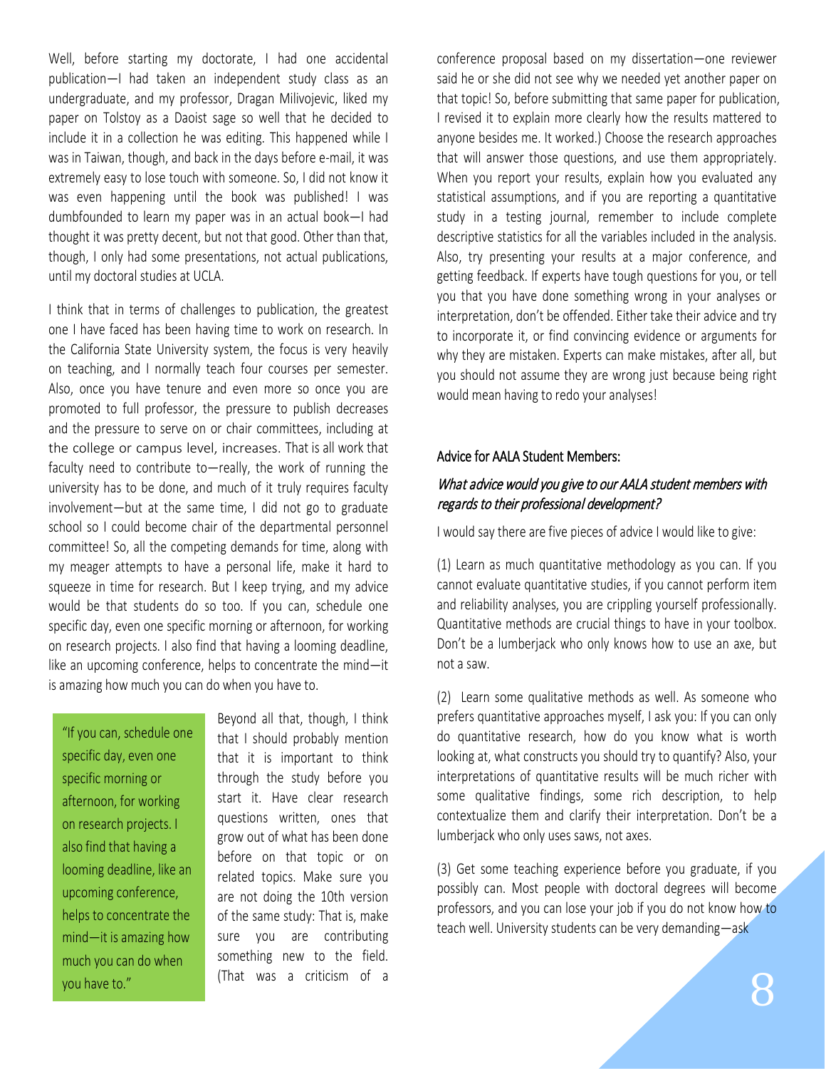Well, before starting my doctorate, I had one accidental publication—I had taken an independent study class as an undergraduate, and my professor, Dragan Milivojevic, liked my paper on Tolstoy as a Daoist sage so well that he decided to include it in a collection he was editing. This happened while I was in Taiwan, though, and back in the days before e-mail, it was extremely easy to lose touch with someone. So, I did not know it was even happening until the book was published! I was dumbfounded to learn my paper was in an actual book—I had thought it was pretty decent, but not that good. Other than that, though, I only had some presentations, not actual publications, until my doctoral studies at UCLA.

I think that in terms of challenges to publication, the greatest one I have faced has been having time to work on research. In the California State University system, the focus is very heavily on teaching, and I normally teach four courses per semester. Also, once you have tenure and even more so once you are promoted to full professor, the pressure to publish decreases and the pressure to serve on or chair committees, including at the college or campus level, increases. That is all work that faculty need to contribute to—really, the work of running the university has to be done, and much of it truly requires faculty involvement—but at the same time, I did not go to graduate school so I could become chair of the departmental personnel committee! So, all the competing demands for time, along with my meager attempts to have a personal life, make it hard to squeeze in time for research. But I keep trying, and my advice would be that students do so too. If you can, schedule one specific day, even one specific morning or afternoon, for working on research projects. I also find that having a looming deadline, like an upcoming conference, helps to concentrate the mind—it is amazing how much you can do when you have to.

> "If you can, schedule one specific day, even one specific morning or afternoon, for working on research projects. I also find that having a looming deadline, like an upcoming conference, helps to concentrate the mind—it is amazing how much you can do when you have to."

Beyond all that, though, I think that I should probably mention that it is important to think through the study before you start it. Have clear research questions written, ones that grow out of what has been done before on that topic or on related topics. Make sure you are not doing the 10th version of the same study: That is, make sure you are contributing something new to the field. (That was a criticism of a conference proposal based on my dissertation—one reviewer said he or she did not see why we needed yet another paper on that topic! So, before submitting that same paper for publication, I revised it to explain more clearly how the results mattered to anyone besides me. It worked.) Choose the research approaches that will answer those questions, and use them appropriately. When you report your results, explain how you evaluated any statistical assumptions, and if you are reporting a quantitative study in a testing journal, remember to include complete descriptive statistics for all the variables included in the analysis. Also, try presenting your results at a major conference, and getting feedback. If experts have tough questions for you, or tell you that you have done something wrong in your analyses or interpretation, don't be offended. Either take their advice and try to incorporate it, or find convincing evidence or arguments for why they are mistaken. Experts can make mistakes, after all, but you should not assume they are wrong just because being right would mean having to redo your analyses!

#### Advice for AALA Student Members:

##### *What advice would you give to our AALA student members with regards to their professional development?*

I would say there are five pieces of advice I would like to give:

(1) Learn as much quantitative methodology as you can. If you cannot evaluate quantitative studies, if you cannot perform item and reliability analyses, you are crippling yourself professionally. Quantitative methods are crucial things to have in your toolbox. Don't be a lumberjack who only knows how to use an axe, but not a saw.

(2) Learn some qualitative methods as well. As someone who prefers quantitative approaches myself, I ask you: If you can only do quantitative research, how do you know what is worth looking at, what constructs you should try to quantify? Also, your interpretations of quantitative results will be much richer with some qualitative findings, some rich description, to help contextualize them and clarify their interpretation. Don't be a lumberjack who only uses saws, not axes.

(3) Get some teaching experience before you graduate, if you possibly can. Most people with doctoral degrees will become professors, and you can lose your job if you do not know how to teach well. University students can be very demanding—ask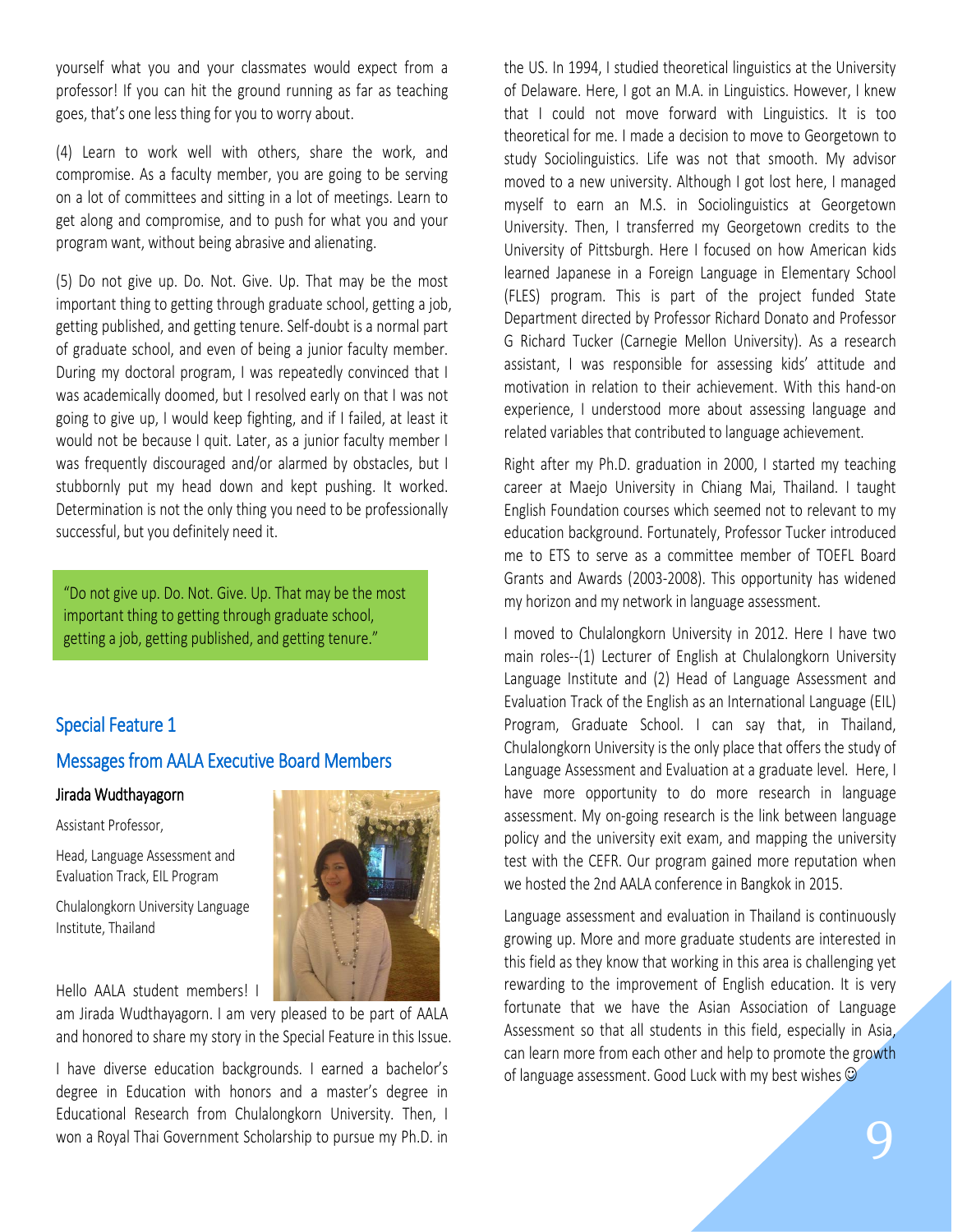yourself what you and your classmates would expect from a professor! If you can hit the ground running as far as teaching goes, that's one less thing for you to worry about.

(4) Learn to work well with others, share the work, and compromise. As a faculty member, you are going to be serving on a lot of committees and sitting in a lot of meetings. Learn to get along and compromise, and to push for what you and your program want, without being abrasive and alienating.

(5) Do not give up. Do. Not. Give. Up. That may be the most important thing to getting through graduate school, getting a job, getting published, and getting tenure. Self-doubt is a normal part of graduate school, and even of being a junior faculty member. During my doctoral program, I was repeatedly convinced that I was academically doomed, but I resolved early on that I was not going to give up, I would keep fighting, and if I failed, at least it would not be because I quit. Later, as a junior faculty member I was frequently discouraged and/or alarmed by obstacles, but I stubbornly put my head down and kept pushing. It worked. Determination is not the only thing you need to be professionally successful, but you definitely need it.

> "Do not give up. Do. Not. Give. Up. That may be the most important thing to getting through graduate school, getting a job, getting published, and getting tenure."

## Special Feature 1

## Messages from AALA Executive Board Members

### Jirada Wudthayagorn

Assistant Professor,

Head, Language Assessment and Evaluation Track, EIL Program

Chulalongkorn University Language Institute, Thailand

Hello AALA student members! I am Jirada Wudthayagorn. I am very pleased to be part of AALA and honored to share my story in the Special Feature in this Issue.

I have diverse education backgrounds. I earned a bachelor's degree in Education with honors and a master's degree in Educational Research from Chulalongkorn University. Then, I won a Royal Thai Government Scholarship to pursue my Ph.D. in the US. In 1994, I studied theoretical linguistics at the University of Delaware. Here, I got an M.A. in Linguistics. However, I knew that I could not move forward with Linguistics. It is too theoretical for me. I made a decision to move to Georgetown to study Sociolinguistics. Life was not that smooth. My advisor moved to a new university. Although I got lost here, I managed myself to earn an M.S. in Sociolinguistics at Georgetown University. Then, I transferred my Georgetown credits to the University of Pittsburgh. Here I focused on how American kids learned Japanese in a Foreign Language in Elementary School (FLES) program. This is part of the project funded State Department directed by Professor Richard Donato and Professor G Richard Tucker (Carnegie Mellon University). As a research assistant, I was responsible for assessing kids' attitude and motivation in relation to their achievement. With this hand-on experience, I understood more about assessing language and related variables that contributed to language achievement.

Right after my Ph.D. graduation in 2000, I started my teaching career at Maejo University in Chiang Mai, Thailand. I taught English Foundation courses which seemed not to relevant to my education background. Fortunately, Professor Tucker introduced me to ETS to serve as a committee member of TOEFL Board Grants and Awards (2003-2008). This opportunity has widened my horizon and my network in language assessment.

I moved to Chulalongkorn University in 2012. Here I have two main roles--(1) Lecturer of English at Chulalongkorn University Language Institute and (2) Head of Language Assessment and Evaluation Track of the English as an International Language (EIL) Program, Graduate School. I can say that, in Thailand, Chulalongkorn University is the only place that offers the study of Language Assessment and Evaluation at a graduate level. Here, I have more opportunity to do more research in language assessment. My on-going research is the link between language policy and the university exit exam, and mapping the university test with the CEFR. Our program gained more reputation when we hosted the 2nd AALA conference in Bangkok in 2015.

Language assessment and evaluation in Thailand is continuously growing up. More and more graduate students are interested in this field as they know that working in this area is challenging yet rewarding to the improvement of English education. It is very fortunate that we have the Asian Association of Language Assessment so that all students in this field, especially in Asia, can learn more from each other and help to promote the growth of language assessment. Good Luck with my best wishes ☺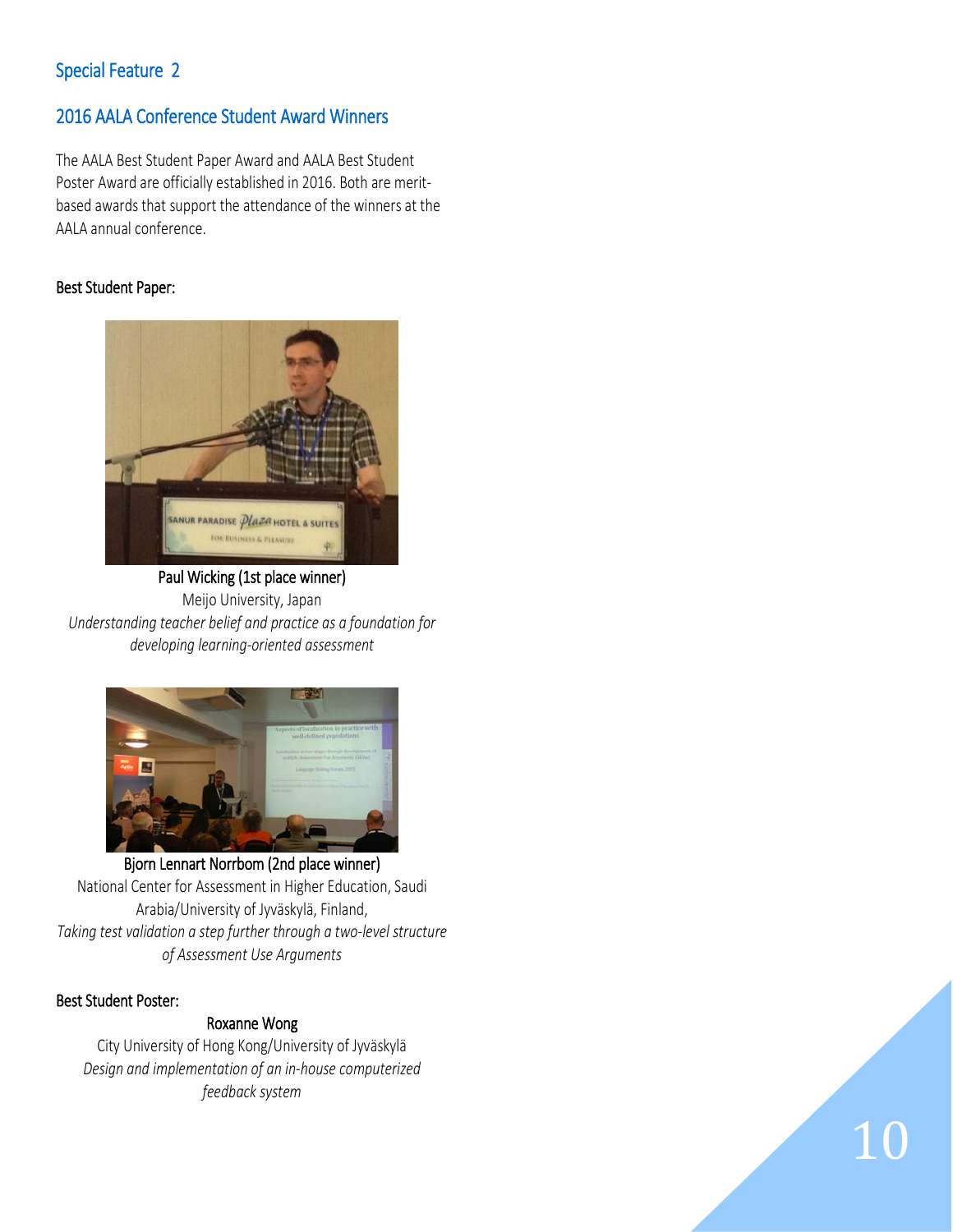## Special Feature 2

## 2016 AALA Conference Student Award Winners

The AALA Best Student Paper Award and AALA Best Student Poster Award are officially established in 2016. Both are merit-based awards that support the attendance of the winners at the AALA annual conference.

### Best Student Paper:

Paul Wicking (1st place winner)
Meijo University, Japan
*Understanding teacher belief and practice as a foundation for developing learning-oriented assessment*

Bjorn Lennart Norrbom (2nd place winner)
National Center for Assessment in Higher Education, Saudi Arabia/University of Jyväskylä, Finland,
*Taking test validation a step further through a two-level structure of Assessment Use Arguments*

### Best Student Poster:

Roxanne Wong
City University of Hong Kong/University of Jyväskylä
*Design and implementation of an in-house computerized feedback system*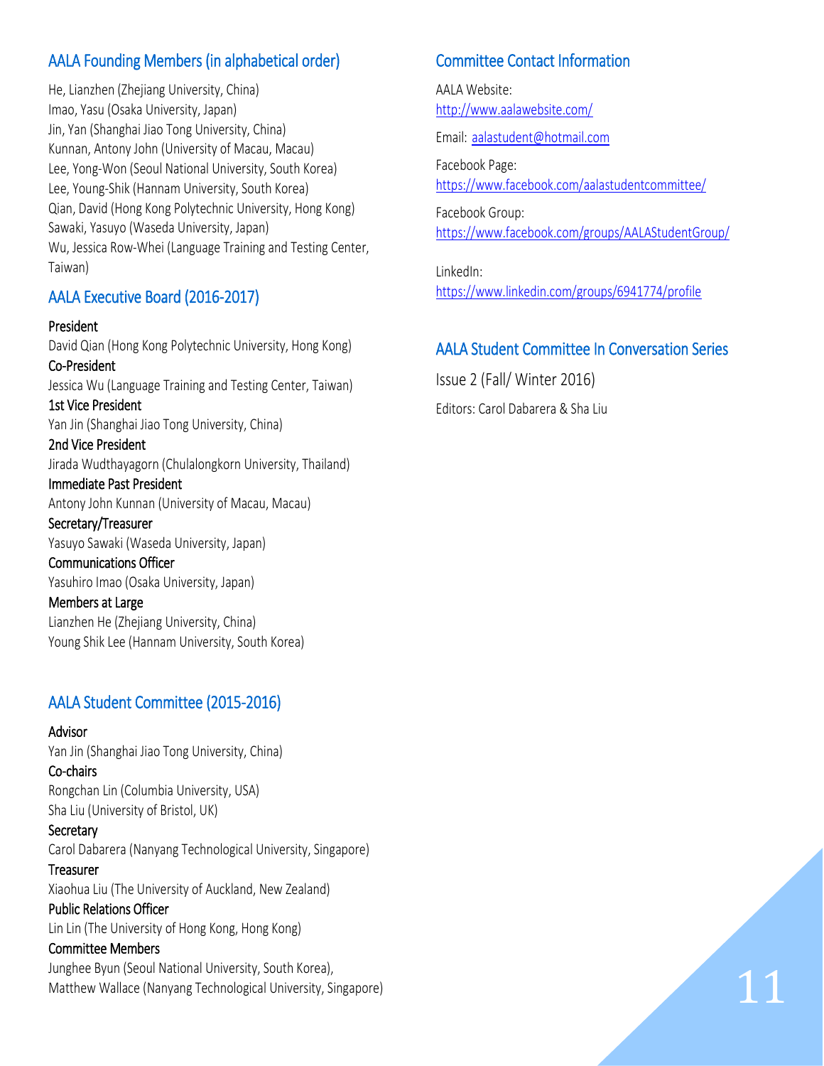## AALA Founding Members (in alphabetical order)

He, Lianzhen (Zhejiang University, China)
Imao, Yasu (Osaka University, Japan)
Jin, Yan (Shanghai Jiao Tong University, China)
Kunnan, Antony John (University of Macau, Macau)
Lee, Yong-Won (Seoul National University, South Korea)
Lee, Young-Shik (Hannam University, South Korea)
Qian, David (Hong Kong Polytechnic University, Hong Kong)
Sawaki, Yasuyo (Waseda University, Japan)
Wu, Jessica Row-Whei (Language Training and Testing Center, Taiwan)

## AALA Executive Board (2016-2017)

**President**
David Qian (Hong Kong Polytechnic University, Hong Kong)

**Co-President**
Jessica Wu (Language Training and Testing Center, Taiwan)

**1st Vice President**
Yan Jin (Shanghai Jiao Tong University, China)

**2nd Vice President**
Jirada Wudthayagorn (Chulalongkorn University, Thailand)

**Immediate Past President**
Antony John Kunnan (University of Macau, Macau)

**Secretary/Treasurer**
Yasuyo Sawaki (Waseda University, Japan)

**Communications Officer**
Yasuhiro Imao (Osaka University, Japan)

**Members at Large**
Lianzhen He (Zhejiang University, China)
Young Shik Lee (Hannam University, South Korea)

## AALA Student Committee (2015-2016)

**Advisor**
Yan Jin (Shanghai Jiao Tong University, China)

**Co-chairs**
Rongchan Lin (Columbia University, USA)
Sha Liu (University of Bristol, UK)

**Secretary**
Carol Dabarera (Nanyang Technological University, Singapore)

**Treasurer**
Xiaohua Liu (The University of Auckland, New Zealand)

**Public Relations Officer**
Lin Lin (The University of Hong Kong, Hong Kong)

**Committee Members**
Junghee Byun (Seoul National University, South Korea),
Matthew Wallace (Nanyang Technological University, Singapore)

## Committee Contact Information

AALA Website:
http://www.aalawebsite.com/

Email: aalastudent@hotmail.com

Facebook Page:
https://www.facebook.com/aalastudentcommittee/

Facebook Group:
https://www.facebook.com/groups/AALAStudentGroup/

LinkedIn:
https://www.linkedin.com/groups/6941774/profile

## AALA Student Committee In Conversation Series

Issue 2 (Fall/ Winter 2016)

Editors: Carol Dabarera & Sha Liu